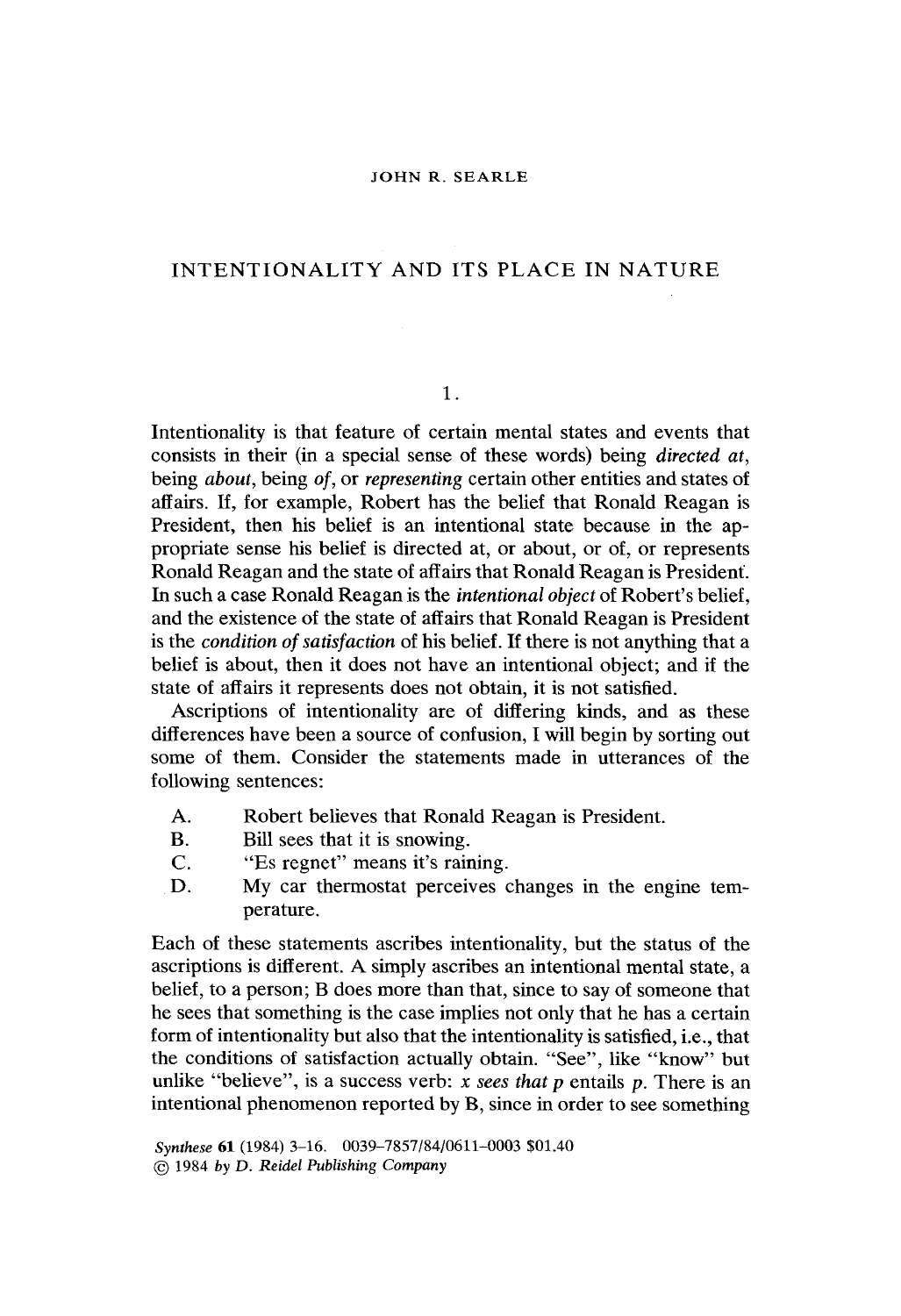JOHN R. SEARLE

# INTENTIONALITY AND ITS PLACE IN NATURE

## 1.

Intentionality is that feature of certain mental states and events that consists in their (in a special sense of these words) being *directed at*, being *about*, being *of*, or *representing* certain other entities and states of affairs. If, for example, Robert has the belief that Ronald Reagan is President, then his belief is an intentional state because in the appropriate sense his belief is directed at, or about, or of, or represents Ronald Reagan and the state of affairs that Ronald Reagan is President. In such a case Ronald Reagan is the *intentional object* of Robert's belief, and the existence of the state of affairs that Ronald Reagan is President is the *condition of satisfaction* of his belief. If there is not anything that a belief is about, then it does not have an intentional object; and if the state of affairs it represents does not obtain, it is not satisfied.

Ascriptions of intentionality are of differing kinds, and as these differences have been a source of confusion, I will begin by sorting out some of them. Consider the statements made in utterances of the following sentences:

A. Robert believes that Ronald Reagan is President.
B. Bill sees that it is snowing.
C. "Es regnet" means it's raining.
D. My car thermostat perceives changes in the engine temperature.

Each of these statements ascribes intentionality, but the status of the ascriptions is different. A simply ascribes an intentional mental state, a belief, to a person; B does more than that, since to say of someone that he sees that something is the case implies not only that he has a certain form of intentionality but also that the intentionality is satisfied, i.e., that the conditions of satisfaction actually obtain. "See", like "know" but unlike "believe", is a success verb: *x sees that p* entails *p*. There is an intentional phenomenon reported by B, since in order to see something

*Synthese* **61** (1984) 3–16. 0039–7857/84/0611–0003 $01.40
© 1984 *by D. Reidel Publishing Company*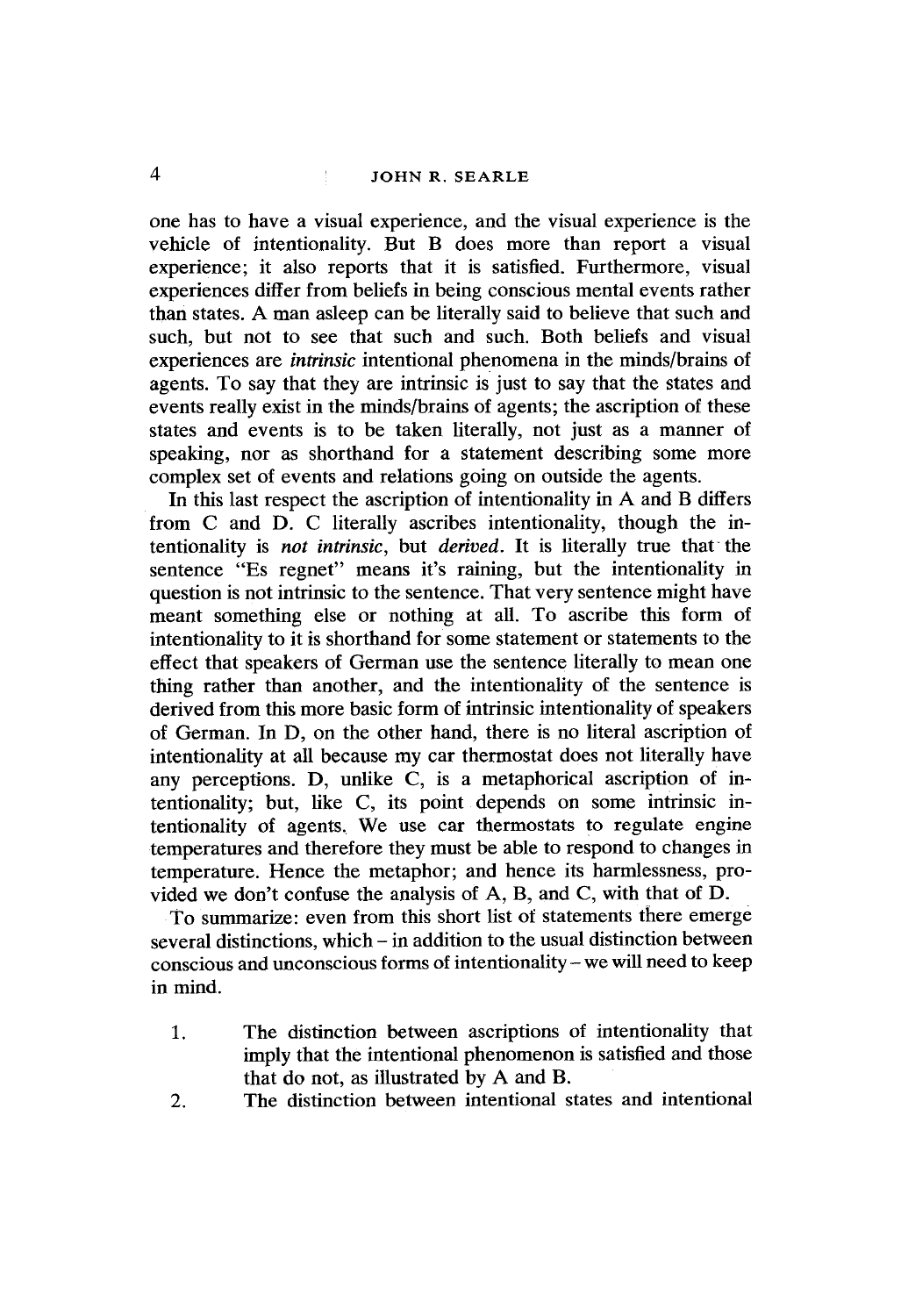one has to have a visual experience, and the visual experience is the vehicle of intentionality. But B does more than report a visual experience; it also reports that it is satisfied. Furthermore, visual experiences differ from beliefs in being conscious mental events rather than states. A man asleep can be literally said to believe that such and such, but not to see that such and such. Both beliefs and visual experiences are *intrinsic* intentional phenomena in the minds/brains of agents. To say that they are intrinsic is just to say that the states and events really exist in the minds/brains of agents; the ascription of these states and events is to be taken literally, not just as a manner of speaking, nor as shorthand for a statement describing some more complex set of events and relations going on outside the agents.

In this last respect the ascription of intentionality in A and B differs from C and D. C literally ascribes intentionality, though the intentionality is *not intrinsic*, but *derived*. It is literally true that the sentence "Es regnet" means it's raining, but the intentionality in question is not intrinsic to the sentence. That very sentence might have meant something else or nothing at all. To ascribe this form of intentionality to it is shorthand for some statement or statements to the effect that speakers of German use the sentence literally to mean one thing rather than another, and the intentionality of the sentence is derived from this more basic form of intrinsic intentionality of speakers of German. In D, on the other hand, there is no literal ascription of intentionality at all because my car thermostat does not literally have any perceptions. D, unlike C, is a metaphorical ascription of intentionality; but, like C, its point depends on some intrinsic intentionality of agents. We use car thermostats to regulate engine temperatures and therefore they must be able to respond to changes in temperature. Hence the metaphor; and hence its harmlessness, provided we don't confuse the analysis of A, B, and C, with that of D.

To summarize: even from this short list of statements there emerge several distinctions, which – in addition to the usual distinction between conscious and unconscious forms of intentionality – we will need to keep in mind.

1. The distinction between ascriptions of intentionality that imply that the intentional phenomenon is satisfied and those that do not, as illustrated by A and B.
2. The distinction between intentional states and intentional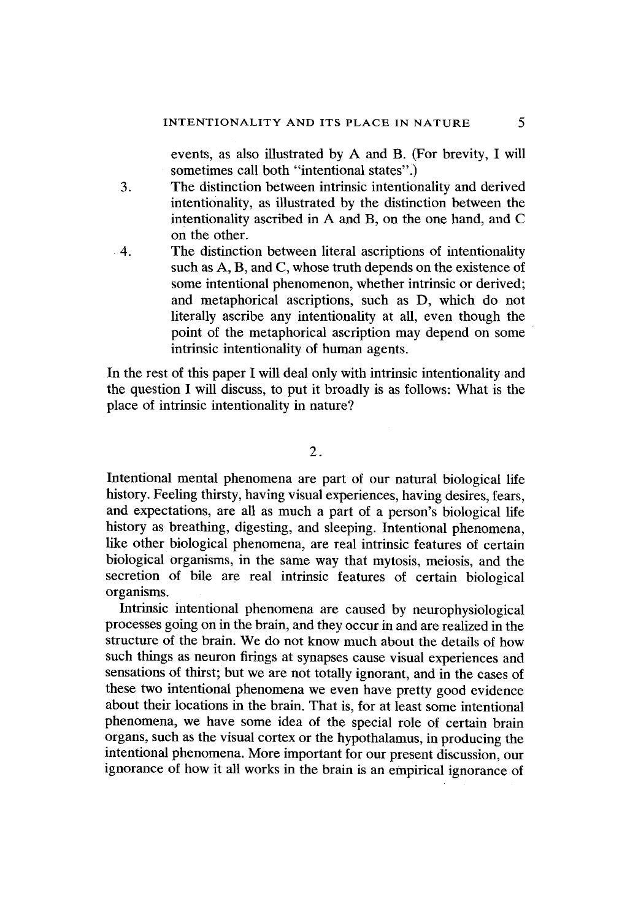events, as also illustrated by A and B. (For brevity, I will sometimes call both "intentional states".)

3. The distinction between intrinsic intentionality and derived intentionality, as illustrated by the distinction between the intentionality ascribed in A and B, on the one hand, and C on the other.
4. The distinction between literal ascriptions of intentionality such as A, B, and C, whose truth depends on the existence of some intentional phenomenon, whether intrinsic or derived; and metaphorical ascriptions, such as D, which do not literally ascribe any intentionality at all, even though the point of the metaphorical ascription may depend on some intrinsic intentionality of human agents.

In the rest of this paper I will deal only with intrinsic intentionality and the question I will discuss, to put it broadly is as follows: What is the place of intrinsic intentionality in nature?

## 2.

Intentional mental phenomena are part of our natural biological life history. Feeling thirsty, having visual experiences, having desires, fears, and expectations, are all as much a part of a person's biological life history as breathing, digesting, and sleeping. Intentional phenomena, like other biological phenomena, are real intrinsic features of certain biological organisms, in the same way that mytosis, meiosis, and the secretion of bile are real intrinsic features of certain biological organisms.

Intrinsic intentional phenomena are caused by neurophysiological processes going on in the brain, and they occur in and are realized in the structure of the brain. We do not know much about the details of how such things as neuron firings at synapses cause visual experiences and sensations of thirst; but we are not totally ignorant, and in the cases of these two intentional phenomena we even have pretty good evidence about their locations in the brain. That is, for at least some intentional phenomena, we have some idea of the special role of certain brain organs, such as the visual cortex or the hypothalamus, in producing the intentional phenomena. More important for our present discussion, our ignorance of how it all works in the brain is an empirical ignorance of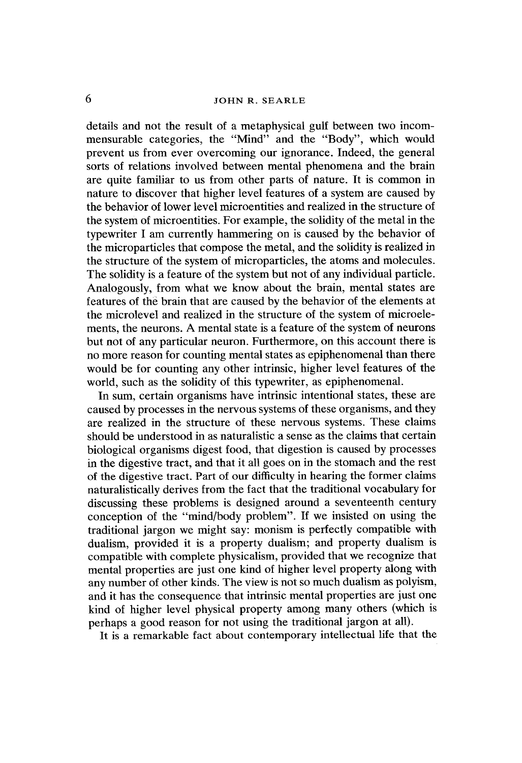details and not the result of a metaphysical gulf between two incommensurable categories, the "Mind" and the "Body", which would prevent us from ever overcoming our ignorance. Indeed, the general sorts of relations involved between mental phenomena and the brain are quite familiar to us from other parts of nature. It is common in nature to discover that higher level features of a system are caused by the behavior of lower level microentities and realized in the structure of the system of microentities. For example, the solidity of the metal in the typewriter I am currently hammering on is caused by the behavior of the microparticles that compose the metal, and the solidity is realized in the structure of the system of microparticles, the atoms and molecules. The solidity is a feature of the system but not of any individual particle. Analogously, from what we know about the brain, mental states are features of the brain that are caused by the behavior of the elements at the microlevel and realized in the structure of the system of microelements, the neurons. A mental state is a feature of the system of neurons but not of any particular neuron. Furthermore, on this account there is no more reason for counting mental states as epiphenomenal than there would be for counting any other intrinsic, higher level features of the world, such as the solidity of this typewriter, as epiphenomenal.

In sum, certain organisms have intrinsic intentional states, these are caused by processes in the nervous systems of these organisms, and they are realized in the structure of these nervous systems. These claims should be understood in as naturalistic a sense as the claims that certain biological organisms digest food, that digestion is caused by processes in the digestive tract, and that it all goes on in the stomach and the rest of the digestive tract. Part of our difficulty in hearing the former claims naturalistically derives from the fact that the traditional vocabulary for discussing these problems is designed around a seventeenth century conception of the "mind/body problem". If we insisted on using the traditional jargon we might say: monism is perfectly compatible with dualism, provided it is a property dualism; and property dualism is compatible with complete physicalism, provided that we recognize that mental properties are just one kind of higher level property along with any number of other kinds. The view is not so much dualism as polyism, and it has the consequence that intrinsic mental properties are just one kind of higher level physical property among many others (which is perhaps a good reason for not using the traditional jargon at all).

It is a remarkable fact about contemporary intellectual life that the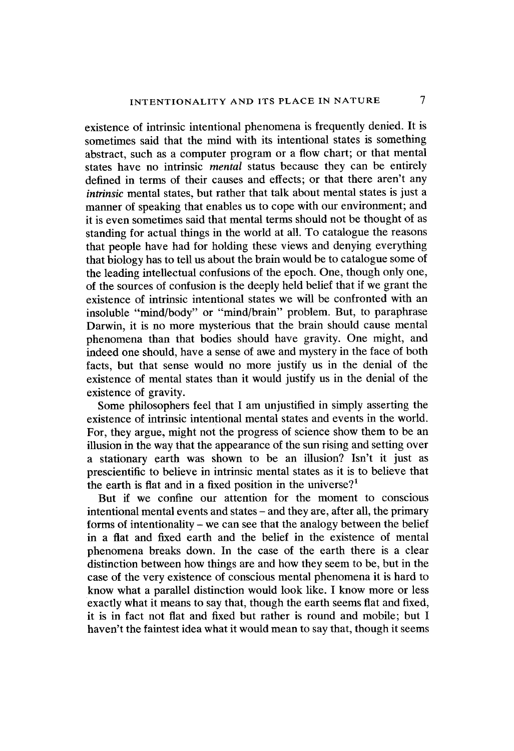existence of intrinsic intentional phenomena is frequently denied. It is sometimes said that the mind with its intentional states is something abstract, such as a computer program or a flow chart; or that mental states have no intrinsic *mental* status because they can be entirely defined in terms of their causes and effects; or that there aren't any *intrinsic* mental states, but rather that talk about mental states is just a manner of speaking that enables us to cope with our environment; and it is even sometimes said that mental terms should not be thought of as standing for actual things in the world at all. To catalogue the reasons that people have had for holding these views and denying everything that biology has to tell us about the brain would be to catalogue some of the leading intellectual confusions of the epoch. One, though only one, of the sources of confusion is the deeply held belief that if we grant the existence of intrinsic intentional states we will be confronted with an insoluble "mind/body" or "mind/brain" problem. But, to paraphrase Darwin, it is no more mysterious that the brain should cause mental phenomena than that bodies should have gravity. One might, and indeed one should, have a sense of awe and mystery in the face of both facts, but that sense would no more justify us in the denial of the existence of mental states than it would justify us in the denial of the existence of gravity.

Some philosophers feel that I am unjustified in simply asserting the existence of intrinsic intentional mental states and events in the world. For, they argue, might not the progress of science show them to be an illusion in the way that the appearance of the sun rising and setting over a stationary earth was shown to be an illusion? Isn't it just as prescientific to believe in intrinsic mental states as it is to believe that the earth is flat and in a fixed position in the universe?[1]

But if we confine our attention for the moment to conscious intentional mental events and states – and they are, after all, the primary forms of intentionality – we can see that the analogy between the belief in a flat and fixed earth and the belief in the existence of mental phenomena breaks down. In the case of the earth there is a clear distinction between how things are and how they seem to be, but in the case of the very existence of conscious mental phenomena it is hard to know what a parallel distinction would look like. I know more or less exactly what it means to say that, though the earth seems flat and fixed, it is in fact not flat and fixed but rather is round and mobile; but I haven't the faintest idea what it would mean to say that, though it seems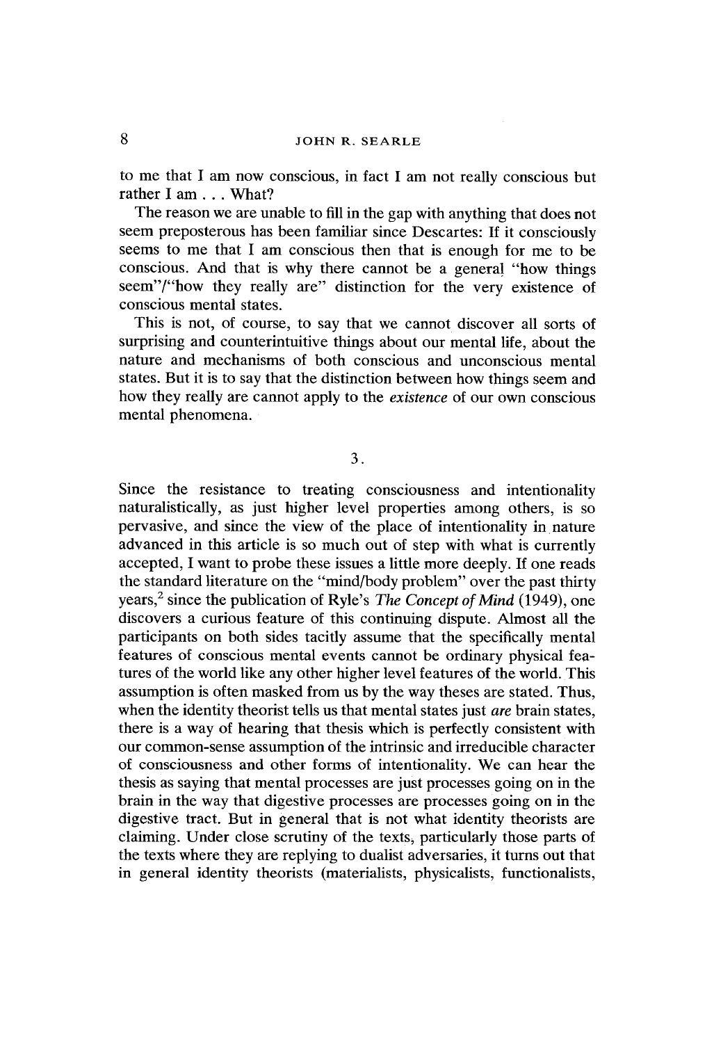to me that I am now conscious, in fact I am not really conscious but rather I am . . . What?

The reason we are unable to fill in the gap with anything that does not seem preposterous has been familiar since Descartes: If it consciously seems to me that I am conscious then that is enough for me to be conscious. And that is why there cannot be a general "how things seem"/"how they really are" distinction for the very existence of conscious mental states.

This is not, of course, to say that we cannot discover all sorts of surprising and counterintuitive things about our mental life, about the nature and mechanisms of both conscious and unconscious mental states. But it is to say that the distinction between how things seem and how they really are cannot apply to the *existence* of our own conscious mental phenomena.

## 3.

Since the resistance to treating consciousness and intentionality naturalistically, as just higher level properties among others, is so pervasive, and since the view of the place of intentionality in nature advanced in this article is so much out of step with what is currently accepted, I want to probe these issues a little more deeply. If one reads the standard literature on the "mind/body problem" over the past thirty years,[2] since the publication of Ryle's *The Concept of Mind* (1949), one discovers a curious feature of this continuing dispute. Almost all the participants on both sides tacitly assume that the specifically mental features of conscious mental events cannot be ordinary physical features of the world like any other higher level features of the world. This assumption is often masked from us by the way theses are stated. Thus, when the identity theorist tells us that mental states just *are* brain states, there is a way of hearing that thesis which is perfectly consistent with our common-sense assumption of the intrinsic and irreducible character of consciousness and other forms of intentionality. We can hear the thesis as saying that mental processes are just processes going on in the brain in the way that digestive processes are processes going on in the digestive tract. But in general that is not what identity theorists are claiming. Under close scrutiny of the texts, particularly those parts of the texts where they are replying to dualist adversaries, it turns out that in general identity theorists (materialists, physicalists, functionalists,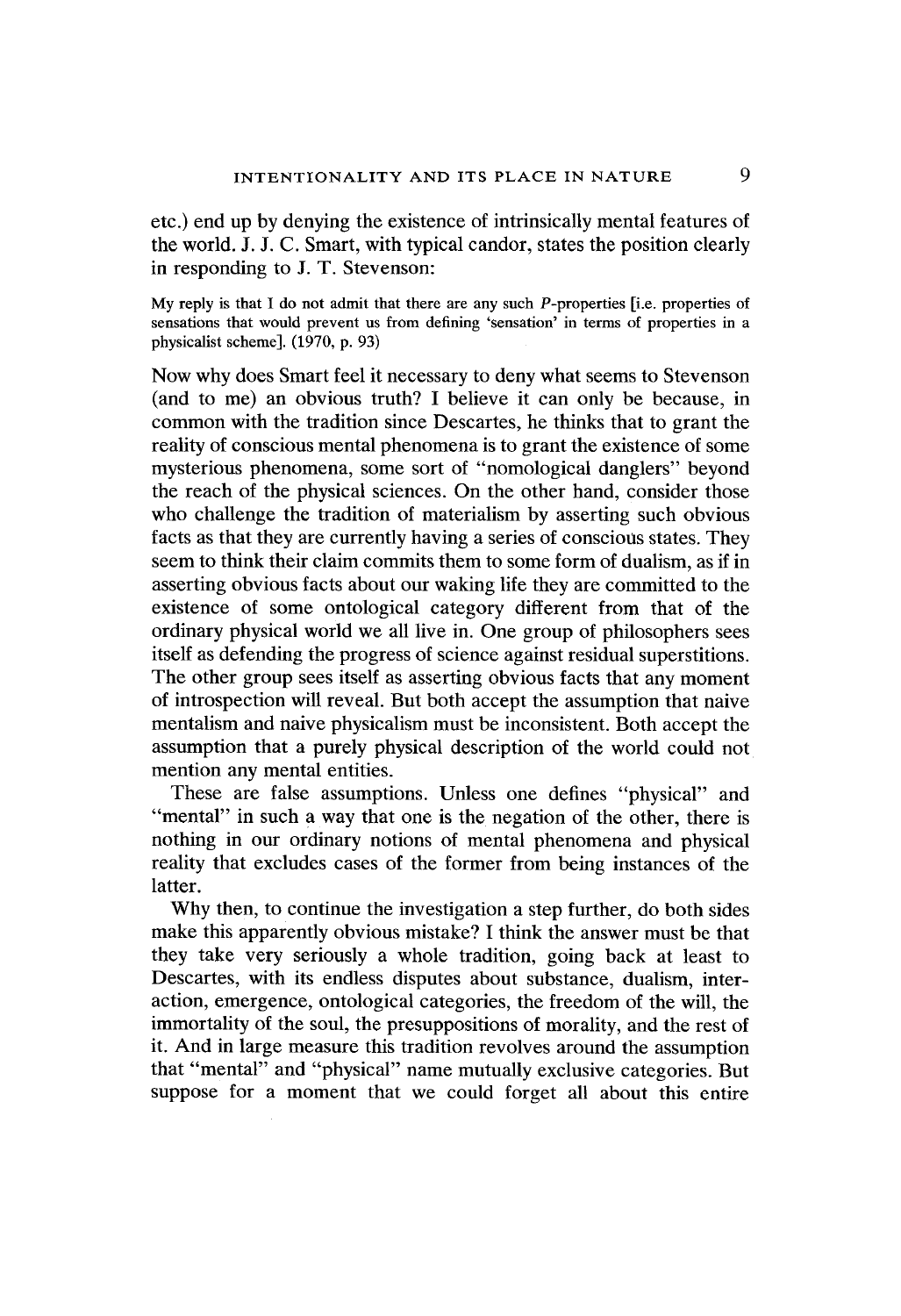etc.) end up by denying the existence of intrinsically mental features of the world. J. J. C. Smart, with typical candor, states the position clearly in responding to J. T. Stevenson:

> My reply is that I do not admit that there are any such *P*-properties [i.e. properties of sensations that would prevent us from defining 'sensation' in terms of properties in a physicalist scheme]. (1970, p. 93)

Now why does Smart feel it necessary to deny what seems to Stevenson (and to me) an obvious truth? I believe it can only be because, in common with the tradition since Descartes, he thinks that to grant the reality of conscious mental phenomena is to grant the existence of some mysterious phenomena, some sort of "nomological danglers" beyond the reach of the physical sciences. On the other hand, consider those who challenge the tradition of materialism by asserting such obvious facts as that they are currently having a series of conscious states. They seem to think their claim commits them to some form of dualism, as if in asserting obvious facts about our waking life they are committed to the existence of some ontological category different from that of the ordinary physical world we all live in. One group of philosophers sees itself as defending the progress of science against residual superstitions. The other group sees itself as asserting obvious facts that any moment of introspection will reveal. But both accept the assumption that naive mentalism and naive physicalism must be inconsistent. Both accept the assumption that a purely physical description of the world could not mention any mental entities.

These are false assumptions. Unless one defines "physical" and "mental" in such a way that one is the negation of the other, there is nothing in our ordinary notions of mental phenomena and physical reality that excludes cases of the former from being instances of the latter.

Why then, to continue the investigation a step further, do both sides make this apparently obvious mistake? I think the answer must be that they take very seriously a whole tradition, going back at least to Descartes, with its endless disputes about substance, dualism, interaction, emergence, ontological categories, the freedom of the will, the immortality of the soul, the presuppositions of morality, and the rest of it. And in large measure this tradition revolves around the assumption that "mental" and "physical" name mutually exclusive categories. But suppose for a moment that we could forget all about this entire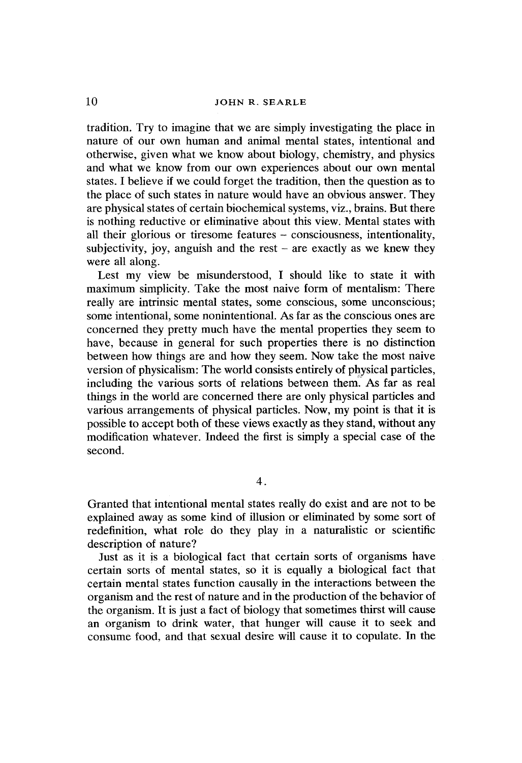tradition. Try to imagine that we are simply investigating the place in nature of our own human and animal mental states, intentional and otherwise, given what we know about biology, chemistry, and physics and what we know from our own experiences about our own mental states. I believe if we could forget the tradition, then the question as to the place of such states in nature would have an obvious answer. They are physical states of certain biochemical systems, viz., brains. But there is nothing reductive or eliminative about this view. Mental states with all their glorious or tiresome features – consciousness, intentionality, subjectivity, joy, anguish and the rest – are exactly as we knew they were all along.

Lest my view be misunderstood, I should like to state it with maximum simplicity. Take the most naive form of mentalism: There really are intrinsic mental states, some conscious, some unconscious; some intentional, some nonintentional. As far as the conscious ones are concerned they pretty much have the mental properties they seem to have, because in general for such properties there is no distinction between how things are and how they seem. Now take the most naive version of physicalism: The world consists entirely of physical particles, including the various sorts of relations between them. As far as real things in the world are concerned there are only physical particles and various arrangements of physical particles. Now, my point is that it is possible to accept both of these views exactly as they stand, without any modification whatever. Indeed the first is simply a special case of the second.

## 4.

Granted that intentional mental states really do exist and are not to be explained away as some kind of illusion or eliminated by some sort of redefinition, what role do they play in a naturalistic or scientific description of nature?

Just as it is a biological fact that certain sorts of organisms have certain sorts of mental states, so it is equally a biological fact that certain mental states function causally in the interactions between the organism and the rest of nature and in the production of the behavior of the organism. It is just a fact of biology that sometimes thirst will cause an organism to drink water, that hunger will cause it to seek and consume food, and that sexual desire will cause it to copulate. In the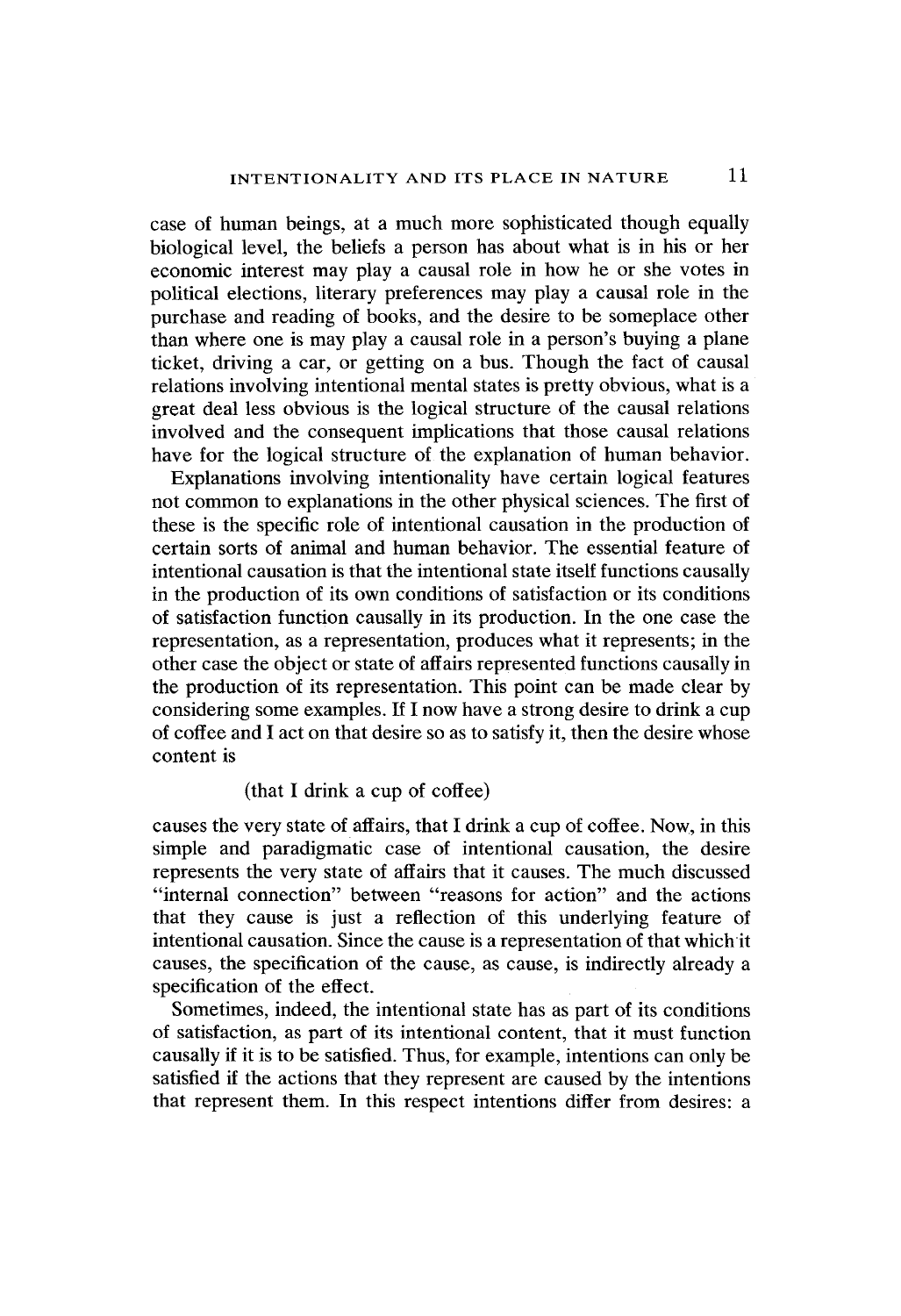case of human beings, at a much more sophisticated though equally biological level, the beliefs a person has about what is in his or her economic interest may play a causal role in how he or she votes in political elections, literary preferences may play a causal role in the purchase and reading of books, and the desire to be someplace other than where one is may play a causal role in a person's buying a plane ticket, driving a car, or getting on a bus. Though the fact of causal relations involving intentional mental states is pretty obvious, what is a great deal less obvious is the logical structure of the causal relations involved and the consequent implications that those causal relations have for the logical structure of the explanation of human behavior.

Explanations involving intentionality have certain logical features not common to explanations in the other physical sciences. The first of these is the specific role of intentional causation in the production of certain sorts of animal and human behavior. The essential feature of intentional causation is that the intentional state itself functions causally in the production of its own conditions of satisfaction or its conditions of satisfaction function causally in its production. In the one case the representation, as a representation, produces what it represents; in the other case the object or state of affairs represented functions causally in the production of its representation. This point can be made clear by considering some examples. If I now have a strong desire to drink a cup of coffee and I act on that desire so as to satisfy it, then the desire whose content is

(that I drink a cup of coffee)

causes the very state of affairs, that I drink a cup of coffee. Now, in this simple and paradigmatic case of intentional causation, the desire represents the very state of affairs that it causes. The much discussed "internal connection" between "reasons for action" and the actions that they cause is just a reflection of this underlying feature of intentional causation. Since the cause is a representation of that which it causes, the specification of the cause, as cause, is indirectly already a specification of the effect.

Sometimes, indeed, the intentional state has as part of its conditions of satisfaction, as part of its intentional content, that it must function causally if it is to be satisfied. Thus, for example, intentions can only be satisfied if the actions that they represent are caused by the intentions that represent them. In this respect intentions differ from desires: a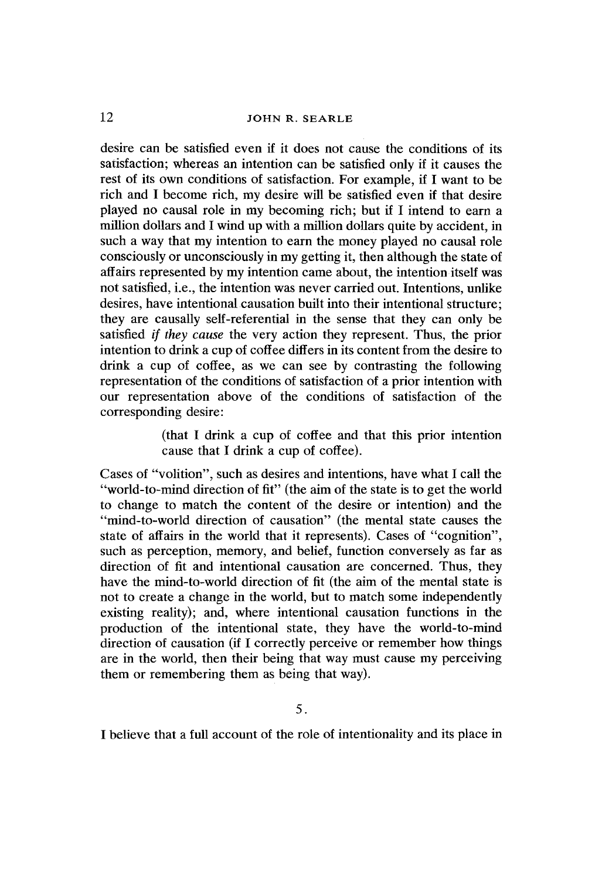desire can be satisfied even if it does not cause the conditions of its satisfaction; whereas an intention can be satisfied only if it causes the rest of its own conditions of satisfaction. For example, if I want to be rich and I become rich, my desire will be satisfied even if that desire played no causal role in my becoming rich; but if I intend to earn a million dollars and I wind up with a million dollars quite by accident, in such a way that my intention to earn the money played no causal role consciously or unconsciously in my getting it, then although the state of affairs represented by my intention came about, the intention itself was not satisfied, i.e., the intention was never carried out. Intentions, unlike desires, have intentional causation built into their intentional structure; they are causally self-referential in the sense that they can only be satisfied *if they cause* the very action they represent. Thus, the prior intention to drink a cup of coffee differs in its content from the desire to drink a cup of coffee, as we can see by contrasting the following representation of the conditions of satisfaction of a prior intention with our representation above of the conditions of satisfaction of the corresponding desire:

> (that I drink a cup of coffee and that this prior intention cause that I drink a cup of coffee).

Cases of "volition", such as desires and intentions, have what I call the "world-to-mind direction of fit" (the aim of the state is to get the world to change to match the content of the desire or intention) and the "mind-to-world direction of causation" (the mental state causes the state of affairs in the world that it represents). Cases of "cognition", such as perception, memory, and belief, function conversely as far as direction of fit and intentional causation are concerned. Thus, they have the mind-to-world direction of fit (the aim of the mental state is not to create a change in the world, but to match some independently existing reality); and, where intentional causation functions in the production of the intentional state, they have the world-to-mind direction of causation (if I correctly perceive or remember how things are in the world, then their being that way must cause my perceiving them or remembering them as being that way).

## 5.

I believe that a full account of the role of intentionality and its place in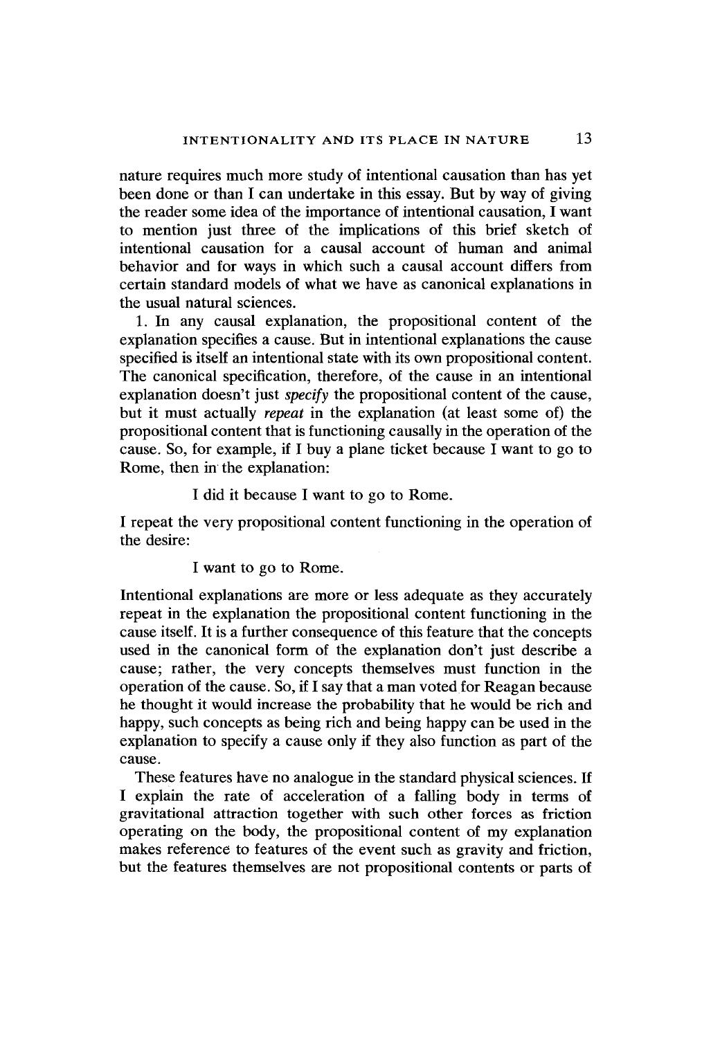nature requires much more study of intentional causation than has yet been done or than I can undertake in this essay. But by way of giving the reader some idea of the importance of intentional causation, I want to mention just three of the implications of this brief sketch of intentional causation for a causal account of human and animal behavior and for ways in which such a causal account differs from certain standard models of what we have as canonical explanations in the usual natural sciences.

1. In any causal explanation, the propositional content of the explanation specifies a cause. But in intentional explanations the cause specified is itself an intentional state with its own propositional content. The canonical specification, therefore, of the cause in an intentional explanation doesn't just *specify* the propositional content of the cause, but it must actually *repeat* in the explanation (at least some of) the propositional content that is functioning causally in the operation of the cause. So, for example, if I buy a plane ticket because I want to go to Rome, then in the explanation:

> I did it because I want to go to Rome.

I repeat the very propositional content functioning in the operation of the desire:

> I want to go to Rome.

Intentional explanations are more or less adequate as they accurately repeat in the explanation the propositional content functioning in the cause itself. It is a further consequence of this feature that the concepts used in the canonical form of the explanation don't just describe a cause; rather, the very concepts themselves must function in the operation of the cause. So, if I say that a man voted for Reagan because he thought it would increase the probability that he would be rich and happy, such concepts as being rich and being happy can be used in the explanation to specify a cause only if they also function as part of the cause.

These features have no analogue in the standard physical sciences. If I explain the rate of acceleration of a falling body in terms of gravitational attraction together with such other forces as friction operating on the body, the propositional content of my explanation makes reference to features of the event such as gravity and friction, but the features themselves are not propositional contents or parts of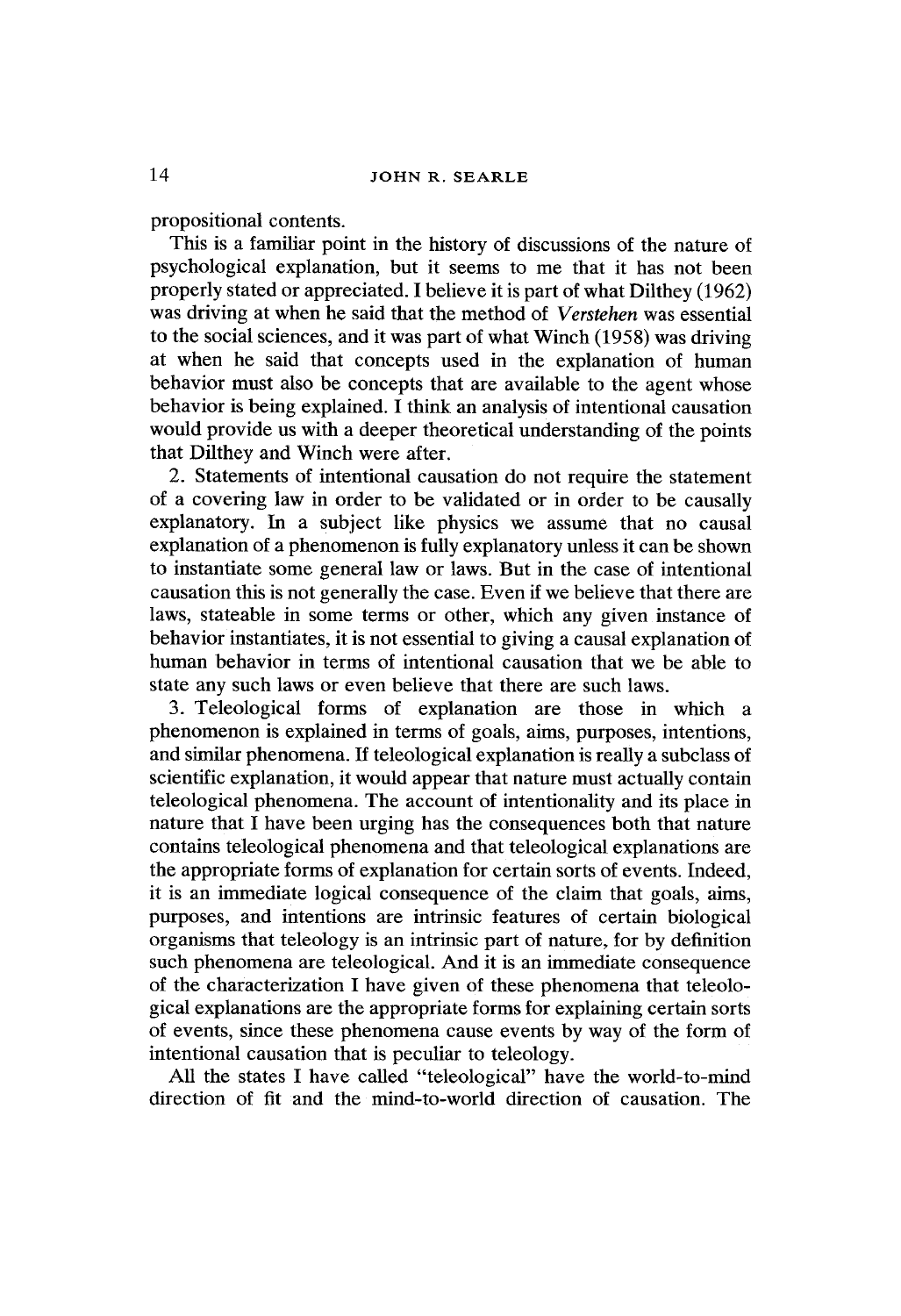propositional contents.

This is a familiar point in the history of discussions of the nature of psychological explanation, but it seems to me that it has not been properly stated or appreciated. I believe it is part of what Dilthey (1962) was driving at when he said that the method of *Verstehen* was essential to the social sciences, and it was part of what Winch (1958) was driving at when he said that concepts used in the explanation of human behavior must also be concepts that are available to the agent whose behavior is being explained. I think an analysis of intentional causation would provide us with a deeper theoretical understanding of the points that Dilthey and Winch were after.

2. Statements of intentional causation do not require the statement of a covering law in order to be validated or in order to be causally explanatory. In a subject like physics we assume that no causal explanation of a phenomenon is fully explanatory unless it can be shown to instantiate some general law or laws. But in the case of intentional causation this is not generally the case. Even if we believe that there are laws, stateable in some terms or other, which any given instance of behavior instantiates, it is not essential to giving a causal explanation of human behavior in terms of intentional causation that we be able to state any such laws or even believe that there are such laws.

3. Teleological forms of explanation are those in which a phenomenon is explained in terms of goals, aims, purposes, intentions, and similar phenomena. If teleological explanation is really a subclass of scientific explanation, it would appear that nature must actually contain teleological phenomena. The account of intentionality and its place in nature that I have been urging has the consequences both that nature contains teleological phenomena and that teleological explanations are the appropriate forms of explanation for certain sorts of events. Indeed, it is an immediate logical consequence of the claim that goals, aims, purposes, and intentions are intrinsic features of certain biological organisms that teleology is an intrinsic part of nature, for by definition such phenomena are teleological. And it is an immediate consequence of the characterization I have given of these phenomena that teleological explanations are the appropriate forms for explaining certain sorts of events, since these phenomena cause events by way of the form of intentional causation that is peculiar to teleology.

All the states I have called "teleological" have the world-to-mind direction of fit and the mind-to-world direction of causation. The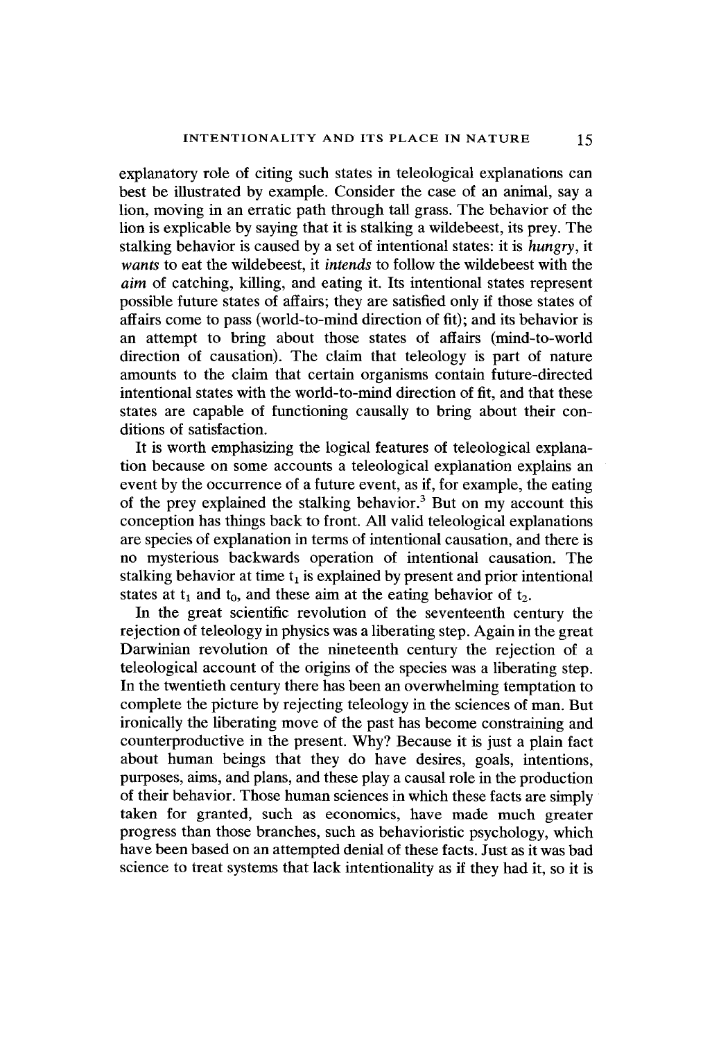explanatory role of citing such states in teleological explanations can best be illustrated by example. Consider the case of an animal, say a lion, moving in an erratic path through tall grass. The behavior of the lion is explicable by saying that it is stalking a wildebeest, its prey. The stalking behavior is caused by a set of intentional states: it is *hungry*, it *wants* to eat the wildebeest, it *intends* to follow the wildebeest with the *aim* of catching, killing, and eating it. Its intentional states represent possible future states of affairs; they are satisfied only if those states of affairs come to pass (world-to-mind direction of fit); and its behavior is an attempt to bring about those states of affairs (mind-to-world direction of causation). The claim that teleology is part of nature amounts to the claim that certain organisms contain future-directed intentional states with the world-to-mind direction of fit, and that these states are capable of functioning causally to bring about their conditions of satisfaction.

It is worth emphasizing the logical features of teleological explanation because on some accounts a teleological explanation explains an event by the occurrence of a future event, as if, for example, the eating of the prey explained the stalking behavior.[3] But on my account this conception has things back to front. All valid teleological explanations are species of explanation in terms of intentional causation, and there is no mysterious backwards operation of intentional causation. The stalking behavior at time $t_1$ is explained by present and prior intentional states at $t_1$ and $t_0$, and these aim at the eating behavior of $t_2$.

In the great scientific revolution of the seventeenth century the rejection of teleology in physics was a liberating step. Again in the great Darwinian revolution of the nineteenth century the rejection of a teleological account of the origins of the species was a liberating step. In the twentieth century there has been an overwhelming temptation to complete the picture by rejecting teleology in the sciences of man. But ironically the liberating move of the past has become constraining and counterproductive in the present. Why? Because it is just a plain fact about human beings that they do have desires, goals, intentions, purposes, aims, and plans, and these play a causal role in the production of their behavior. Those human sciences in which these facts are simply taken for granted, such as economics, have made much greater progress than those branches, such as behavioristic psychology, which have been based on an attempted denial of these facts. Just as it was bad science to treat systems that lack intentionality as if they had it, so it is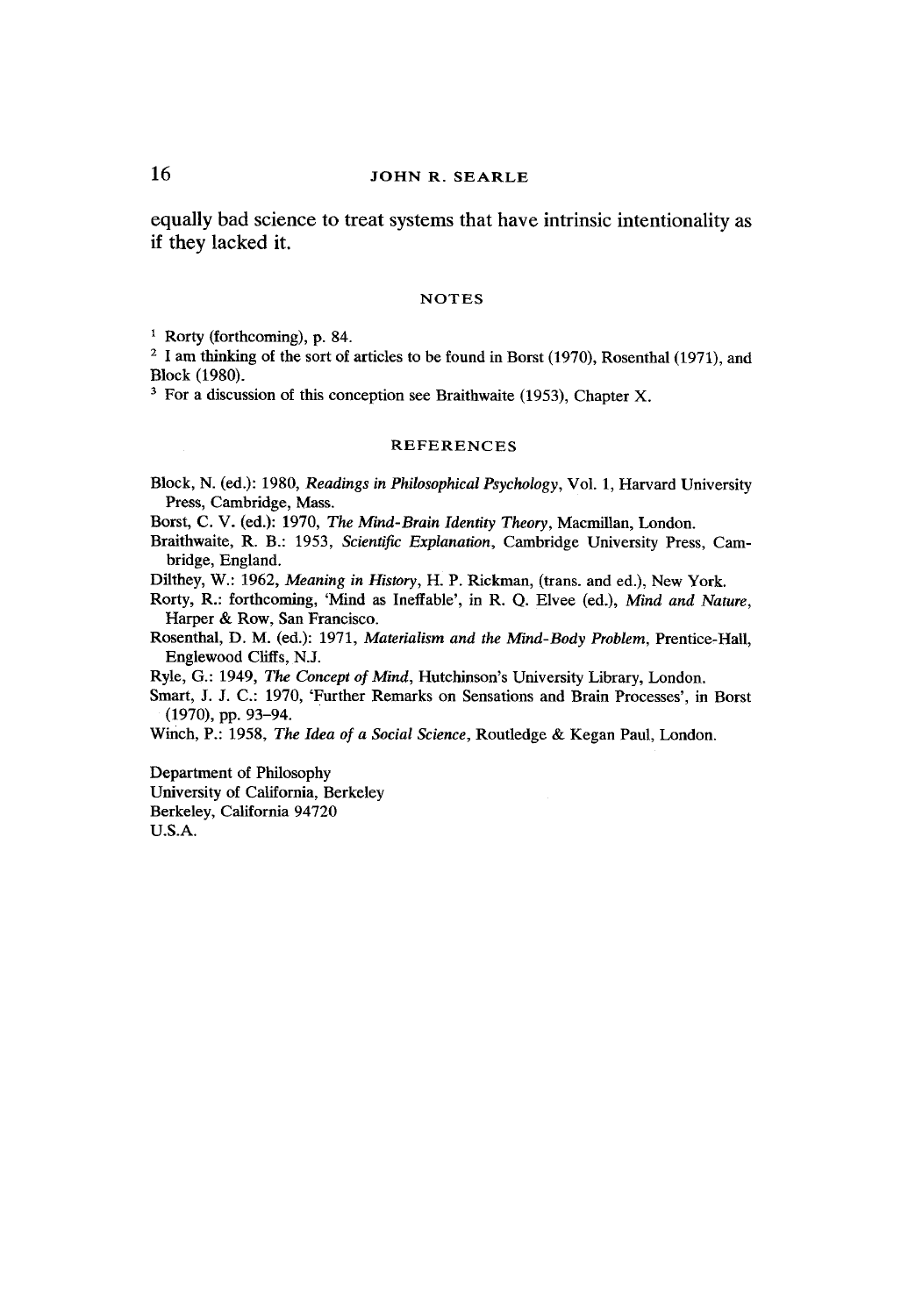equally bad science to treat systems that have intrinsic intentionality as if they lacked it.

## NOTES

[1] Rorty (forthcoming), p. 84.

[2] I am thinking of the sort of articles to be found in Borst (1970), Rosenthal (1971), and Block (1980).

[3] For a discussion of this conception see Braithwaite (1953), Chapter X.

## REFERENCES

Block, N. (ed.): 1980, *Readings in Philosophical Psychology*, Vol. 1, Harvard University Press, Cambridge, Mass.

Borst, C. V. (ed.): 1970, *The Mind-Brain Identity Theory*, Macmillan, London.

Braithwaite, R. B.: 1953, *Scientific Explanation*, Cambridge University Press, Cambridge, England.

Dilthey, W.: 1962, *Meaning in History*, H. P. Rickman, (trans. and ed.), New York.

Rorty, R.: forthcoming, 'Mind as Ineffable', in R. Q. Elvee (ed.), *Mind and Nature*, Harper & Row, San Francisco.

Rosenthal, D. M. (ed.): 1971, *Materialism and the Mind-Body Problem*, Prentice-Hall, Englewood Cliffs, N.J.

Ryle, G.: 1949, *The Concept of Mind*, Hutchinson's University Library, London.

Smart, J. J. C.: 1970, 'Further Remarks on Sensations and Brain Processes', in Borst (1970), pp. 93–94.

Winch, P.: 1958, *The Idea of a Social Science*, Routledge & Kegan Paul, London.

Department of Philosophy
University of California, Berkeley
Berkeley, California 94720
U.S.A.